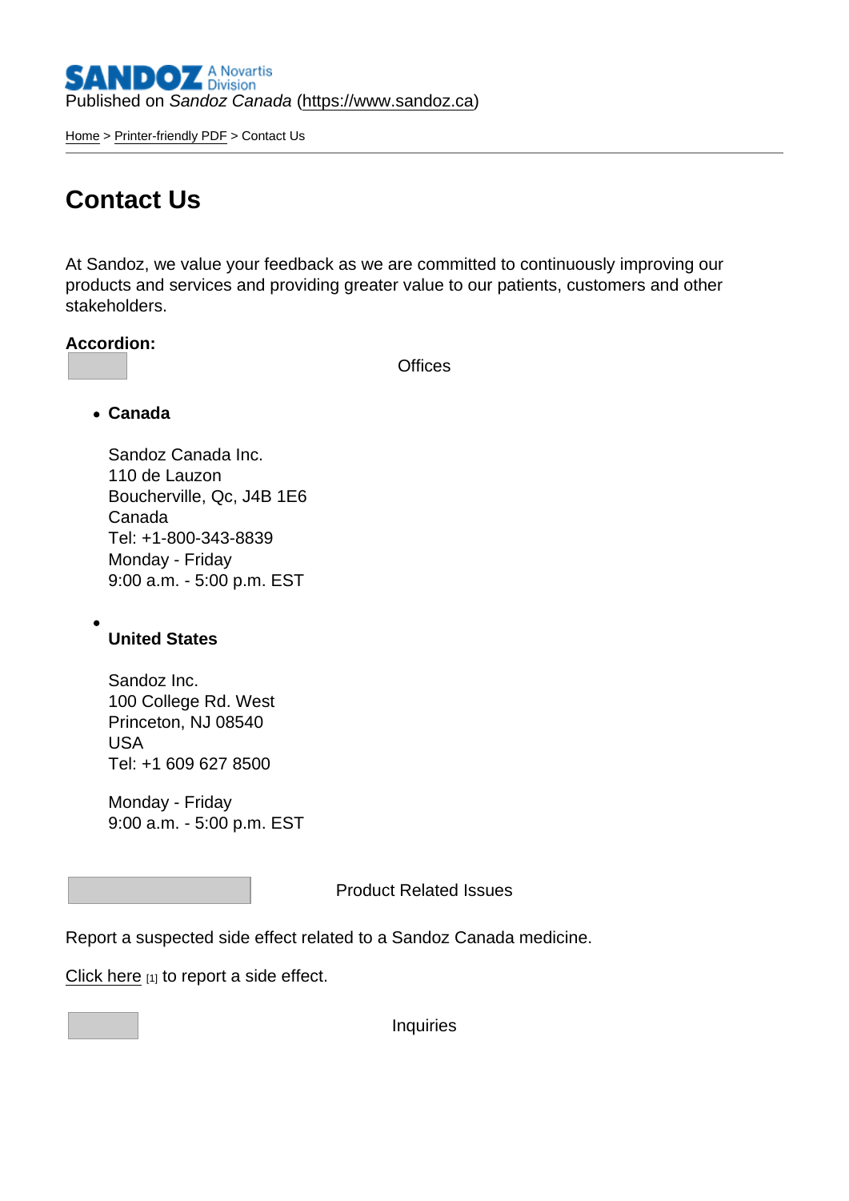SANDOZ A Novartis Division
Published on *Sandoz Canada* (https://www.sandoz.ca)

Home > Printer-friendly PDF > Contact Us

# Contact Us

At Sandoz, we value your feedback as we are committed to continuously improving our products and services and providing greater value to our patients, customers and other stakeholders.

**Accordion:**

Offices

- **Canada**

  Sandoz Canada Inc.
  110 de Lauzon
  Boucherville, Qc, J4B 1E6
  Canada
  Tel: +1-800-343-8839
  Monday - Friday
  9:00 a.m. - 5:00 p.m. EST

- **United States**

  Sandoz Inc.
  100 College Rd. West
  Princeton, NJ 08540
  USA
  Tel: +1 609 627 8500

  Monday - Friday
  9:00 a.m. - 5:00 p.m. EST

Product Related Issues

Report a suspected side effect related to a Sandoz Canada medicine.

Click here [1] to report a side effect.

Inquiries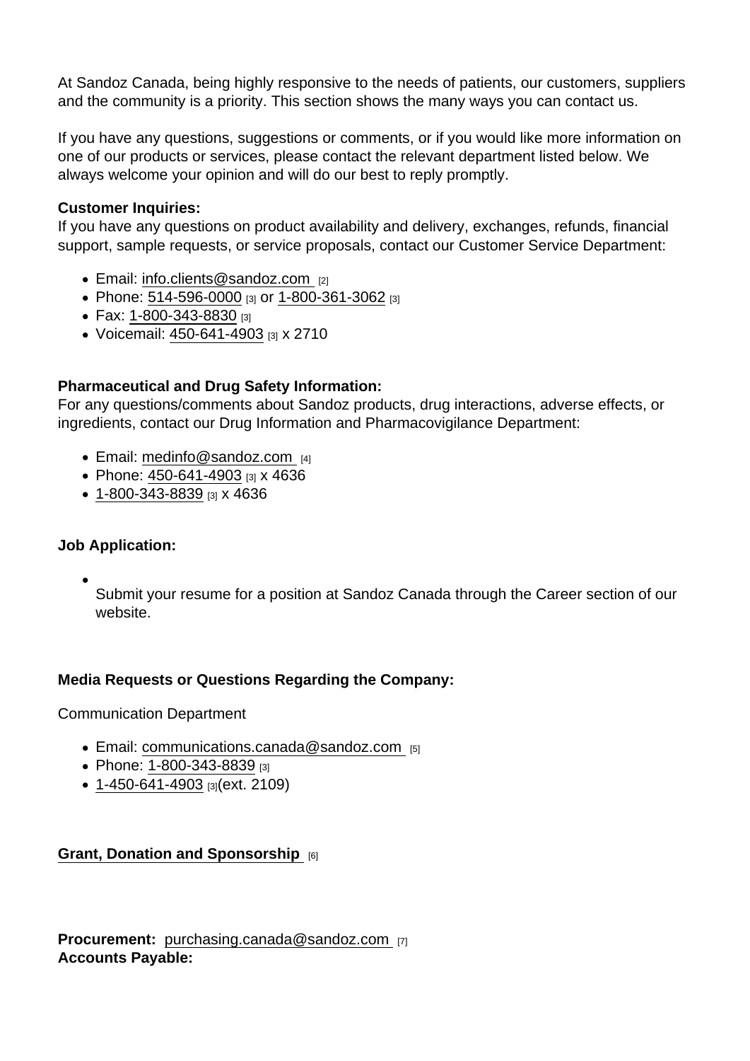At Sandoz Canada, being highly responsive to the needs of patients, our customers, suppliers and the community is a priority. This section shows the many ways you can contact us.

If you have any questions, suggestions or comments, or if you would like more information on one of our products or services, please contact the relevant department listed below. We always welcome your opinion and will do our best to reply promptly.

**Customer Inquiries:**
If you have any questions on product availability and delivery, exchanges, refunds, financial support, sample requests, or service proposals, contact our Customer Service Department:

- Email: info.clients@sandoz.com [2]
- Phone: 514-596-0000 [3] or 1-800-361-3062 [3]
- Fax: 1-800-343-8830 [3]
- Voicemail: 450-641-4903 [3] x 2710

**Pharmaceutical and Drug Safety Information:**
For any questions/comments about Sandoz products, drug interactions, adverse effects, or ingredients, contact our Drug Information and Pharmacovigilance Department:

- Email: medinfo@sandoz.com [4]
- Phone: 450-641-4903 [3] x 4636
- 1-800-343-8839 [3] x 4636

**Job Application:**

- Submit your resume for a position at Sandoz Canada through the Career section of our website.

**Media Requests or Questions Regarding the Company:**

Communication Department

- Email: communications.canada@sandoz.com [5]
- Phone: 1-800-343-8839 [3]
- 1-450-641-4903 [3](ext. 2109)

**Grant, Donation and Sponsorship** [6]

**Procurement:** purchasing.canada@sandoz.com [7]
**Accounts Payable:**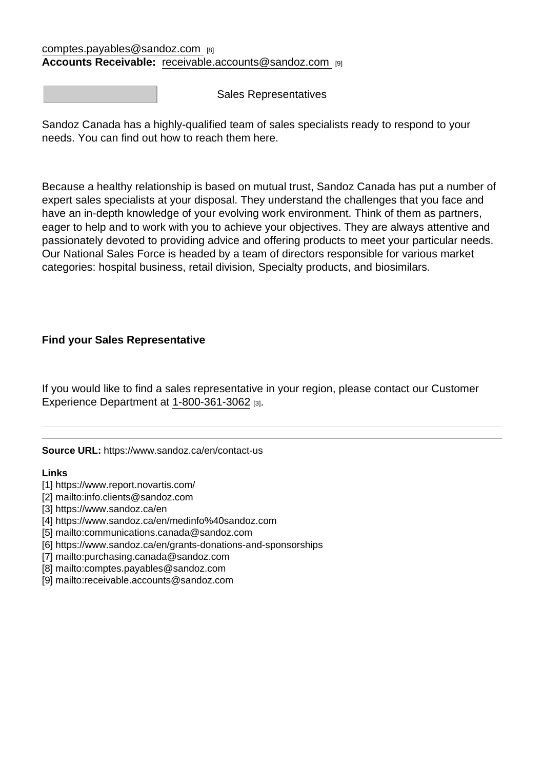comptes.payables@sandoz.com [8]
**Accounts Receivable:** receivable.accounts@sandoz.com [9]

Sales Representatives

Sandoz Canada has a highly-qualified team of sales specialists ready to respond to your needs. You can find out how to reach them here.

Because a healthy relationship is based on mutual trust, Sandoz Canada has put a number of expert sales specialists at your disposal. They understand the challenges that you face and have an in-depth knowledge of your evolving work environment. Think of them as partners, eager to help and to work with you to achieve your objectives. They are always attentive and passionately devoted to providing advice and offering products to meet your particular needs. Our National Sales Force is headed by a team of directors responsible for various market categories: hospital business, retail division, Specialty products, and biosimilars.

**Find your Sales Representative**

If you would like to find a sales representative in your region, please contact our Customer Experience Department at 1-800-361-3062 [3].

---

**Source URL:** https://www.sandoz.ca/en/contact-us

**Links**
[1] https://www.report.novartis.com/
[2] mailto:info.clients@sandoz.com
[3] https://www.sandoz.ca/en
[4] https://www.sandoz.ca/en/medinfo%40sandoz.com
[5] mailto:communications.canada@sandoz.com
[6] https://www.sandoz.ca/en/grants-donations-and-sponsorships
[7] mailto:purchasing.canada@sandoz.com
[8] mailto:comptes.payables@sandoz.com
[9] mailto:receivable.accounts@sandoz.com